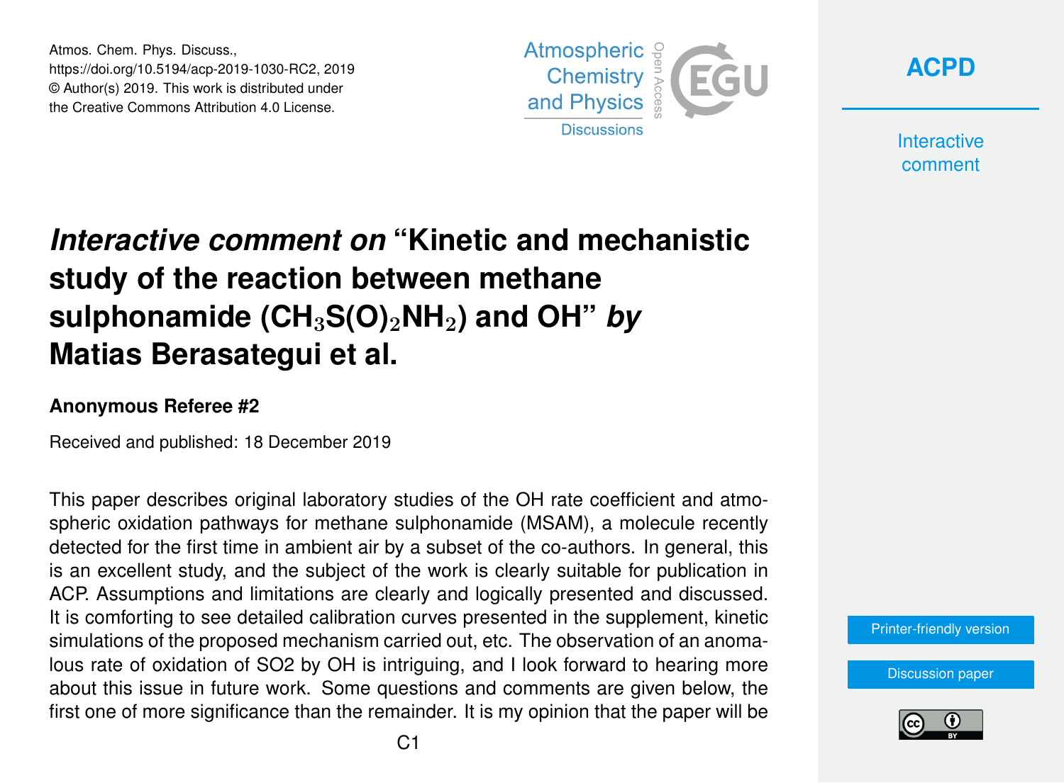# *Interactive comment on* "Kinetic and mechanistic study of the reaction between methane sulphonamide ($CH_3S(O)_2NH_2$) and OH" *by* Matias Berasategui et al.

### Anonymous Referee #2

Received and published: 18 December 2019

This paper describes original laboratory studies of the OH rate coefficient and atmospheric oxidation pathways for methane sulphonamide (MSAM), a molecule recently detected for the first time in ambient air by a subset of the co-authors. In general, this is an excellent study, and the subject of the work is clearly suitable for publication in ACP. Assumptions and limitations are clearly and logically presented and discussed. It is comforting to see detailed calibration curves presented in the supplement, kinetic simulations of the proposed mechanism carried out, etc. The observation of an anomalous rate of oxidation of SO2 by OH is intriguing, and I look forward to hearing more about this issue in future work. Some questions and comments are given below, the first one of more significance than the remainder. It is my opinion that the paper will be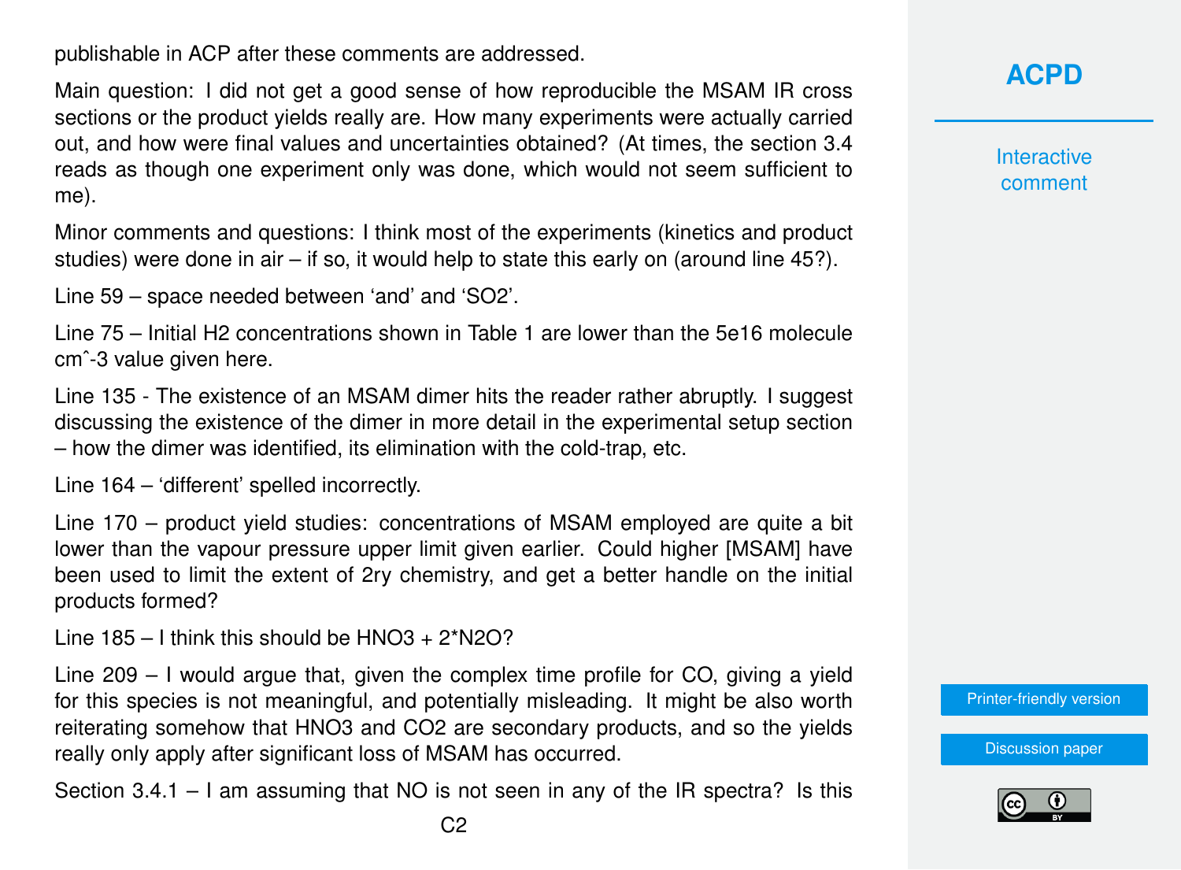publishable in ACP after these comments are addressed.

Main question: I did not get a good sense of how reproducible the MSAM IR cross sections or the product yields really are. How many experiments were actually carried out, and how were final values and uncertainties obtained? (At times, the section 3.4 reads as though one experiment only was done, which would not seem sufficient to me).

Minor comments and questions: I think most of the experiments (kinetics and product studies) were done in air – if so, it would help to state this early on (around line 45?).

Line 59 – space needed between 'and' and '$SO_2$'.

Line 75 – Initial $H_2$ concentrations shown in Table 1 are lower than the 5e16 molecule cmˆ-3 value given here.

Line 135 - The existence of an MSAM dimer hits the reader rather abruptly. I suggest discussing the existence of the dimer in more detail in the experimental setup section – how the dimer was identified, its elimination with the cold-trap, etc.

Line 164 – 'different' spelled incorrectly.

Line 170 – product yield studies: concentrations of MSAM employed are quite a bit lower than the vapour pressure upper limit given earlier. Could higher [MSAM] have been used to limit the extent of 2ry chemistry, and get a better handle on the initial products formed?

Line 185 – I think this should be $HNO_3$ + 2*$N_2O$?

Line 209 – I would argue that, given the complex time profile for CO, giving a yield for this species is not meaningful, and potentially misleading. It might be also worth reiterating somehow that $HNO_3$ and $CO_2$ are secondary products, and so the yields really only apply after significant loss of MSAM has occurred.

Section 3.4.1 – I am assuming that NO is not seen in any of the IR spectra? Is this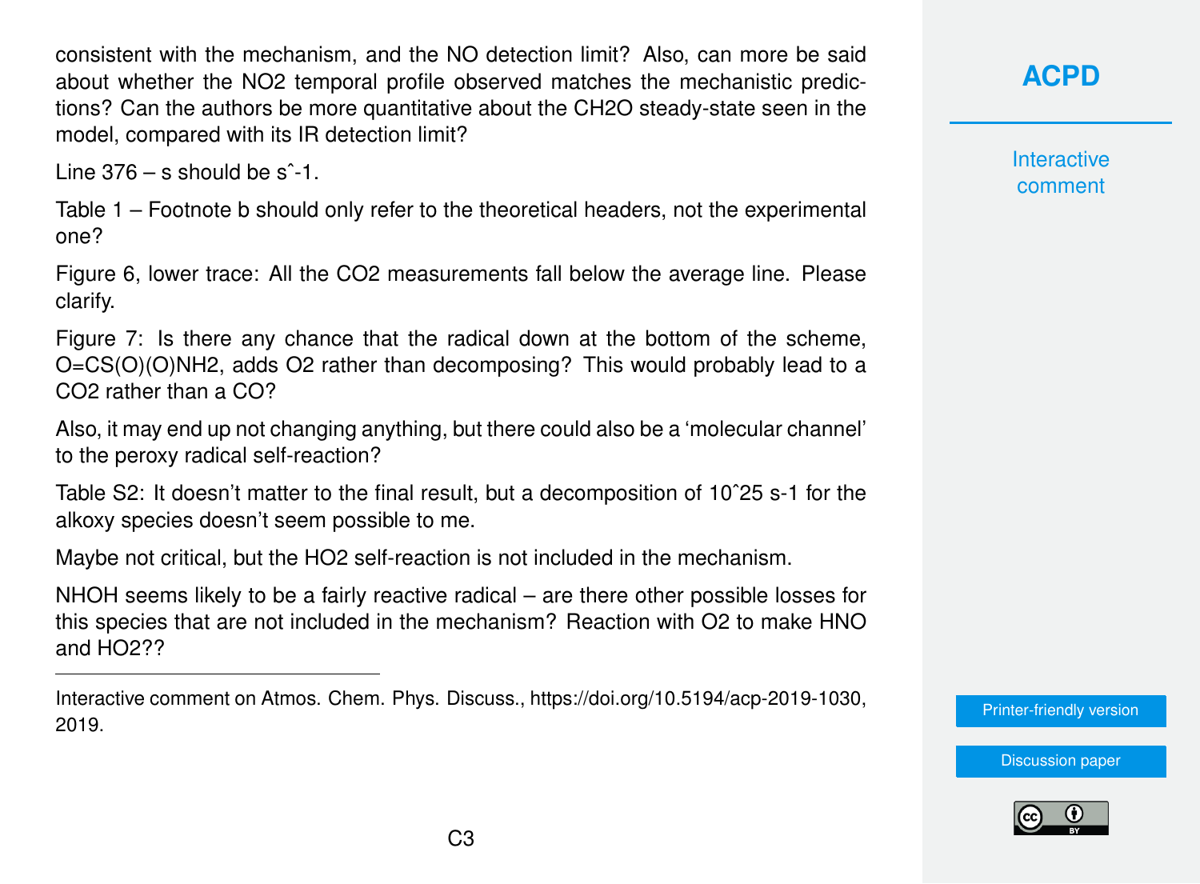consistent with the mechanism, and the NO detection limit? Also, can more be said about whether the $NO_2$ temporal profile observed matches the mechanistic predictions? Can the authors be more quantitative about the $CH_2O$ steady-state seen in the model, compared with its IR detection limit?

Line 376 – s should be $s^{-1}$.

Table 1 – Footnote b should only refer to the theoretical headers, not the experimental one?

Figure 6, lower trace: All the $CO_2$ measurements fall below the average line. Please clarify.

Figure 7: Is there any chance that the radical down at the bottom of the scheme, O=CS(O)(O)NH2, adds $O_2$ rather than decomposing? This would probably lead to a $CO_2$ rather than a CO?

Also, it may end up not changing anything, but there could also be a 'molecular channel' to the peroxy radical self-reaction?

Table S2: It doesn't matter to the final result, but a decomposition of $10^{25}$ $s^{-1}$ for the alkoxy species doesn't seem possible to me.

Maybe not critical, but the $HO_2$ self-reaction is not included in the mechanism.

NHOH seems likely to be a fairly reactive radical – are there other possible losses for this species that are not included in the mechanism? Reaction with $O_2$ to make HNO and $HO_2$??

---

Interactive comment on Atmos. Chem. Phys. Discuss., https://doi.org/10.5194/acp-2019-1030, 2019.